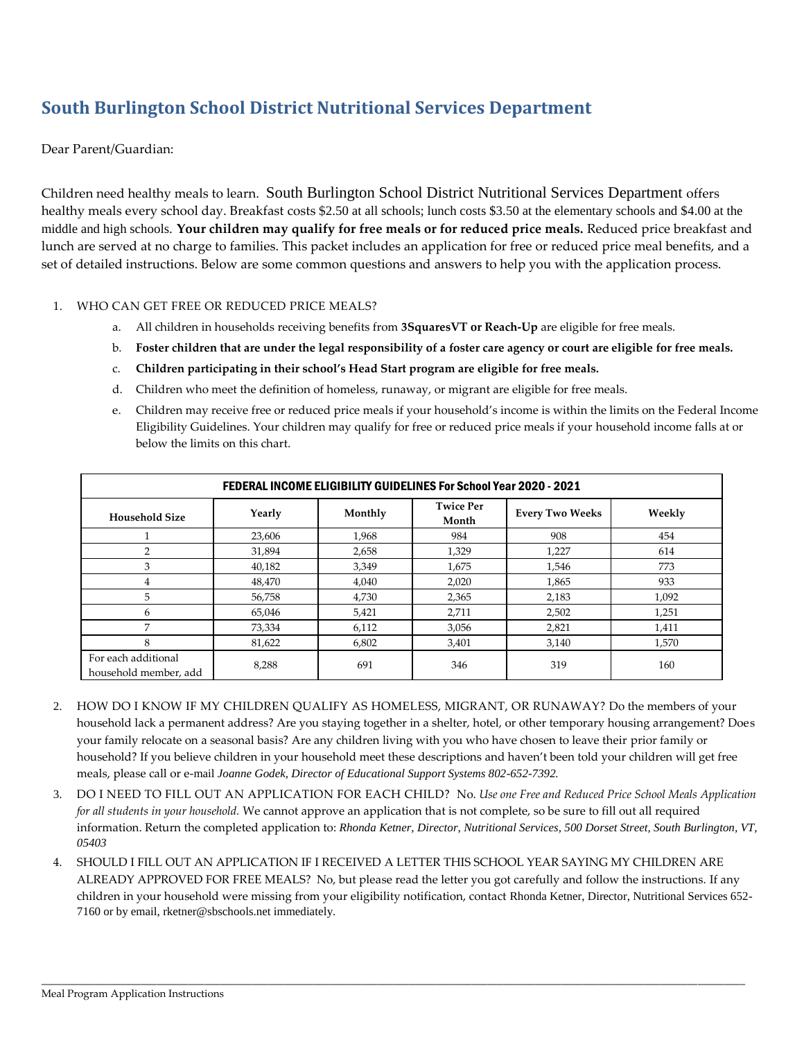# South Burlington School District Nutritional Services Department

Dear Parent/Guardian:

Children need healthy meals to learn. South Burlington School District Nutritional Services Department offers healthy meals every school day. Breakfast costs $2.50 at all schools; lunch costs $3.50 at the elementary schools and $4.00 at the middle and high schools. **Your children may qualify for free meals or for reduced price meals.** Reduced price breakfast and lunch are served at no charge to families. This packet includes an application for free or reduced price meal benefits, and a set of detailed instructions. Below are some common questions and answers to help you with the application process.

1. WHO CAN GET FREE OR REDUCED PRICE MEALS?
   a. All children in households receiving benefits from **3SquaresVT or Reach-Up** are eligible for free meals.
   b. **Foster children that are under the legal responsibility of a foster care agency or court are eligible for free meals.**
   c. **Children participating in their school's Head Start program are eligible for free meals.**
   d. Children who meet the definition of homeless, runaway, or migrant are eligible for free meals.
   e. Children may receive free or reduced price meals if your household's income is within the limits on the Federal Income Eligibility Guidelines. Your children may qualify for free or reduced price meals if your household income falls at or below the limits on this chart.

| FEDERAL INCOME ELIGIBILITY GUIDELINES For School Year 2020 - 2021 | | | | | |
|---|---|---|---|---|---|
| **Household Size** | **Yearly** | **Monthly** | **Twice Per Month** | **Every Two Weeks** | **Weekly** |
| 1 | 23,606 | 1,968 | 984 | 908 | 454 |
| 2 | 31,894 | 2,658 | 1,329 | 1,227 | 614 |
| 3 | 40,182 | 3,349 | 1,675 | 1,546 | 773 |
| 4 | 48,470 | 4,040 | 2,020 | 1,865 | 933 |
| 5 | 56,758 | 4,730 | 2,365 | 2,183 | 1,092 |
| 6 | 65,046 | 5,421 | 2,711 | 2,502 | 1,251 |
| 7 | 73,334 | 6,112 | 3,056 | 2,821 | 1,411 |
| 8 | 81,622 | 6,802 | 3,401 | 3,140 | 1,570 |
| For each additional household member, add | 8,288 | 691 | 346 | 319 | 160 |

2. HOW DO I KNOW IF MY CHILDREN QUALIFY AS HOMELESS, MIGRANT, OR RUNAWAY? Do the members of your household lack a permanent address? Are you staying together in a shelter, hotel, or other temporary housing arrangement? Does your family relocate on a seasonal basis? Are any children living with you who have chosen to leave their prior family or household? If you believe children in your household meet these descriptions and haven't been told your children will get free meals, please call or e-mail *Joanne Godek, Director of Educational Support Systems 802-652-7392.*
3. DO I NEED TO FILL OUT AN APPLICATION FOR EACH CHILD? No. *Use one Free and Reduced Price School Meals Application for all students in your household.* We cannot approve an application that is not complete, so be sure to fill out all required information. Return the completed application to: *Rhonda Ketner, Director, Nutritional Services, 500 Dorset Street, South Burlington, VT, 05403*
4. SHOULD I FILL OUT AN APPLICATION IF I RECEIVED A LETTER THIS SCHOOL YEAR SAYING MY CHILDREN ARE ALREADY APPROVED FOR FREE MEALS? No, but please read the letter you got carefully and follow the instructions. If any children in your household were missing from your eligibility notification, contact Rhonda Ketner, Director, Nutritional Services 652-7160 or by email, rketner@sbschools.net immediately.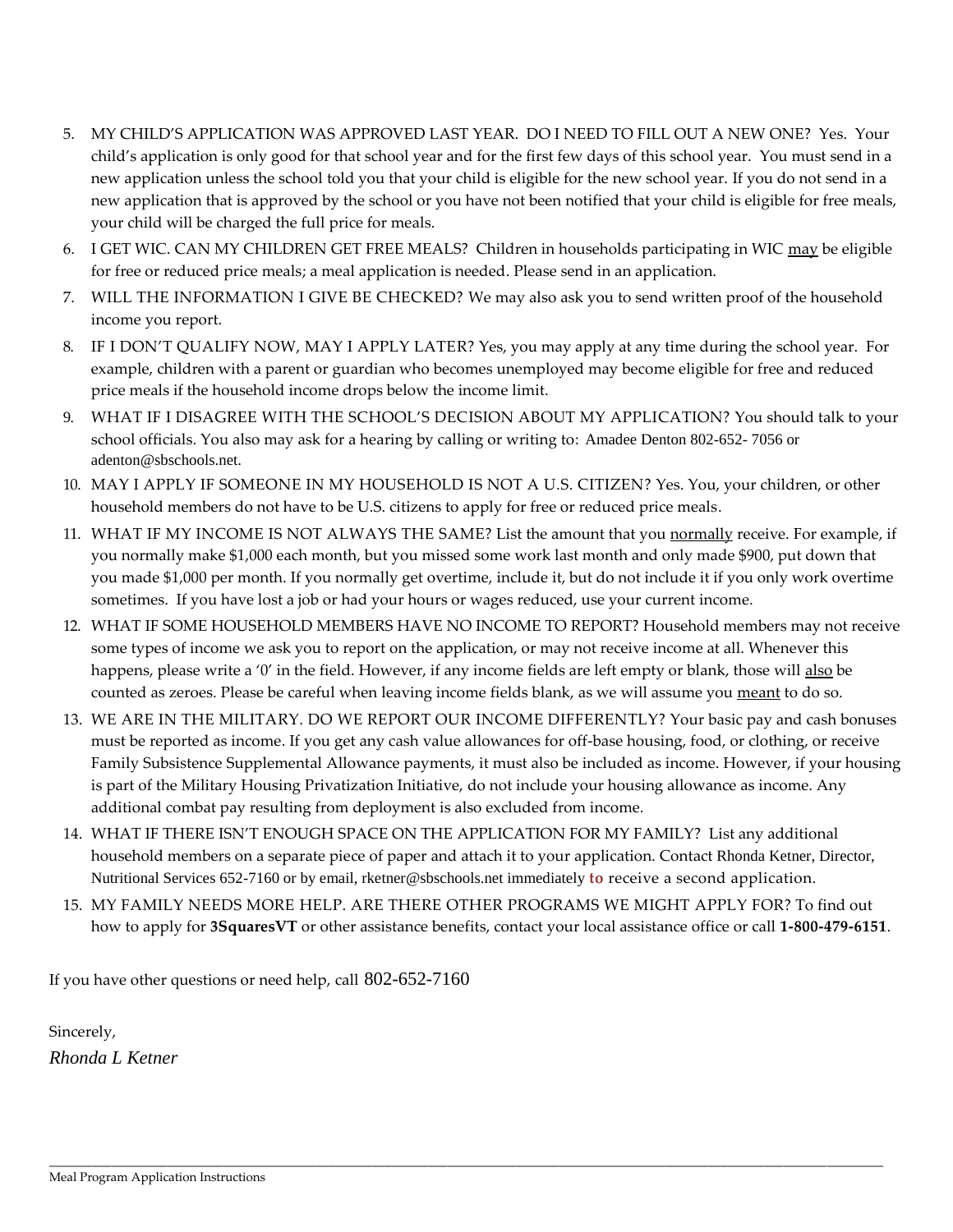5. MY CHILD'S APPLICATION WAS APPROVED LAST YEAR. DO I NEED TO FILL OUT A NEW ONE? Yes. Your child's application is only good for that school year and for the first few days of this school year. You must send in a new application unless the school told you that your child is eligible for the new school year. If you do not send in a new application that is approved by the school or you have not been notified that your child is eligible for free meals, your child will be charged the full price for meals.
6. I GET WIC. CAN MY CHILDREN GET FREE MEALS? Children in households participating in WIC may be eligible for free or reduced price meals; a meal application is needed. Please send in an application.
7. WILL THE INFORMATION I GIVE BE CHECKED? We may also ask you to send written proof of the household income you report.
8. IF I DON'T QUALIFY NOW, MAY I APPLY LATER? Yes, you may apply at any time during the school year. For example, children with a parent or guardian who becomes unemployed may become eligible for free and reduced price meals if the household income drops below the income limit.
9. WHAT IF I DISAGREE WITH THE SCHOOL'S DECISION ABOUT MY APPLICATION? You should talk to your school officials. You also may ask for a hearing by calling or writing to: Amadee Denton 802-652- 7056 or adenton@sbschools.net.
10. MAY I APPLY IF SOMEONE IN MY HOUSEHOLD IS NOT A U.S. CITIZEN? Yes. You, your children, or other household members do not have to be U.S. citizens to apply for free or reduced price meals.
11. WHAT IF MY INCOME IS NOT ALWAYS THE SAME? List the amount that you normally receive. For example, if you normally make $1,000 each month, but you missed some work last month and only made $900, put down that you made $1,000 per month. If you normally get overtime, include it, but do not include it if you only work overtime sometimes. If you have lost a job or had your hours or wages reduced, use your current income.
12. WHAT IF SOME HOUSEHOLD MEMBERS HAVE NO INCOME TO REPORT? Household members may not receive some types of income we ask you to report on the application, or may not receive income at all. Whenever this happens, please write a '0' in the field. However, if any income fields are left empty or blank, those will also be counted as zeroes. Please be careful when leaving income fields blank, as we will assume you meant to do so.
13. WE ARE IN THE MILITARY. DO WE REPORT OUR INCOME DIFFERENTLY? Your basic pay and cash bonuses must be reported as income. If you get any cash value allowances for off-base housing, food, or clothing, or receive Family Subsistence Supplemental Allowance payments, it must also be included as income. However, if your housing is part of the Military Housing Privatization Initiative, do not include your housing allowance as income. Any additional combat pay resulting from deployment is also excluded from income.
14. WHAT IF THERE ISN'T ENOUGH SPACE ON THE APPLICATION FOR MY FAMILY? List any additional household members on a separate piece of paper and attach it to your application. Contact Rhonda Ketner, Director, Nutritional Services 652-7160 or by email, rketner@sbschools.net immediately **to** receive a second application.
15. MY FAMILY NEEDS MORE HELP. ARE THERE OTHER PROGRAMS WE MIGHT APPLY FOR? To find out how to apply for **3SquaresVT** or other assistance benefits, contact your local assistance office or call **1-800-479-6151**.

If you have other questions or need help, call 802-652-7160

Sincerely,

*Rhonda L Ketner*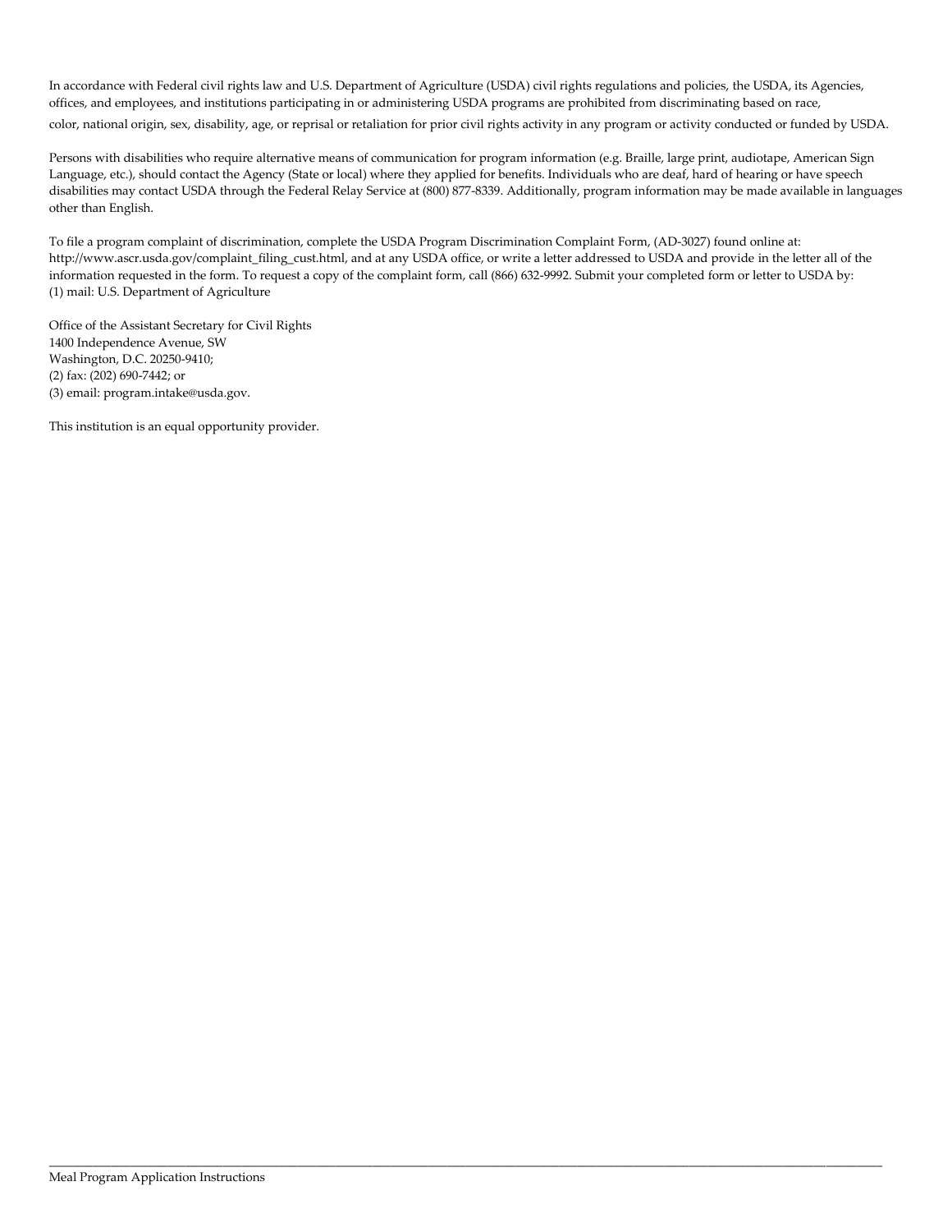In accordance with Federal civil rights law and U.S. Department of Agriculture (USDA) civil rights regulations and policies, the USDA, its Agencies, offices, and employees, and institutions participating in or administering USDA programs are prohibited from discriminating based on race, color, national origin, sex, disability, age, or reprisal or retaliation for prior civil rights activity in any program or activity conducted or funded by USDA.

Persons with disabilities who require alternative means of communication for program information (e.g. Braille, large print, audiotape, American Sign Language, etc.), should contact the Agency (State or local) where they applied for benefits. Individuals who are deaf, hard of hearing or have speech disabilities may contact USDA through the Federal Relay Service at (800) 877-8339. Additionally, program information may be made available in languages other than English.

To file a program complaint of discrimination, complete the USDA Program Discrimination Complaint Form, (AD-3027) found online at: http://www.ascr.usda.gov/complaint_filing_cust.html, and at any USDA office, or write a letter addressed to USDA and provide in the letter all of the information requested in the form. To request a copy of the complaint form, call (866) 632-9992. Submit your completed form or letter to USDA by:
(1) mail: U.S. Department of Agriculture

Office of the Assistant Secretary for Civil Rights
1400 Independence Avenue, SW
Washington, D.C. 20250-9410;
(2) fax: (202) 690-7442; or
(3) email: program.intake@usda.gov.

This institution is an equal opportunity provider.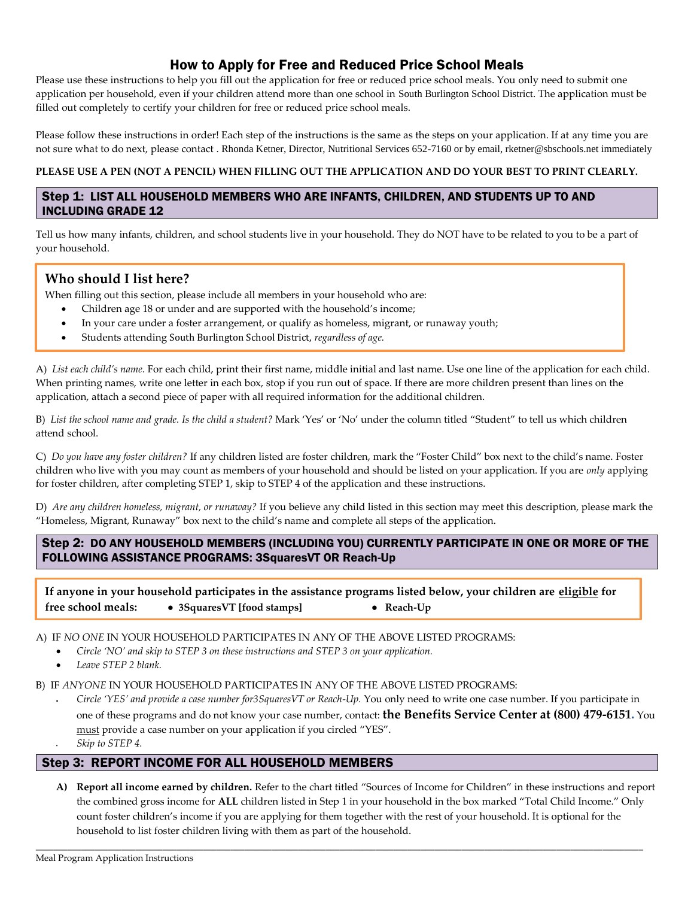# How to Apply for Free and Reduced Price School Meals

Please use these instructions to help you fill out the application for free or reduced price school meals. You only need to submit one application per household, even if your children attend more than one school in South Burlington School District. The application must be filled out completely to certify your children for free or reduced price school meals.

Please follow these instructions in order! Each step of the instructions is the same as the steps on your application. If at any time you are not sure what to do next, please contact . Rhonda Ketner, Director, Nutritional Services 652-7160 or by email, rketner@sbschools.net immediately

**PLEASE USE A PEN (NOT A PENCIL) WHEN FILLING OUT THE APPLICATION AND DO YOUR BEST TO PRINT CLEARLY.**

## Step 1: LIST ALL HOUSEHOLD MEMBERS WHO ARE INFANTS, CHILDREN, AND STUDENTS UP TO AND INCLUDING GRADE 12

Tell us how many infants, children, and school students live in your household. They do NOT have to be related to you to be a part of your household.

### Who should I list here?

When filling out this section, please include all members in your household who are:

- Children age 18 or under and are supported with the household's income;
- In your care under a foster arrangement, or qualify as homeless, migrant, or runaway youth;
- Students attending South Burlington School District, *regardless of age.*

A) *List each child's name.* For each child, print their first name, middle initial and last name. Use one line of the application for each child. When printing names, write one letter in each box, stop if you run out of space. If there are more children present than lines on the application, attach a second piece of paper with all required information for the additional children.

B) *List the school name and grade. Is the child a student?* Mark 'Yes' or 'No' under the column titled "Student" to tell us which children attend school.

C) *Do you have any foster children?* If any children listed are foster children, mark the "Foster Child" box next to the child's name. Foster children who live with you may count as members of your household and should be listed on your application. If you are *only* applying for foster children, after completing STEP 1, skip to STEP 4 of the application and these instructions.

D) *Are any children homeless, migrant, or runaway?* If you believe any child listed in this section may meet this description, please mark the "Homeless, Migrant, Runaway" box next to the child's name and complete all steps of the application.

## Step 2: DO ANY HOUSEHOLD MEMBERS (INCLUDING YOU) CURRENTLY PARTICIPATE IN ONE OR MORE OF THE FOLLOWING ASSISTANCE PROGRAMS: 3SquaresVT OR Reach-Up

**If anyone in your household participates in the assistance programs listed below, your children are <u>eligible</u> for free school meals:**

- **3SquaresVT [food stamps]**
- **Reach-Up**

A) IF *NO ONE* IN YOUR HOUSEHOLD PARTICIPATES IN ANY OF THE ABOVE LISTED PROGRAMS:

- *Circle 'NO' and skip to STEP 3 on these instructions and STEP 3 on your application.*
- *Leave STEP 2 blank.*

B) IF *ANYONE* IN YOUR HOUSEHOLD PARTICIPATES IN ANY OF THE ABOVE LISTED PROGRAMS:

- *Circle 'YES' and provide a case number for3SquaresVT or Reach-Up.* You only need to write one case number. If you participate in one of these programs and do not know your case number, contact: **the Benefits Service Center at (800) 479-6151.** You <u>must</u> provide a case number on your application if you circled "YES".
- *Skip to STEP 4.*

## Step 3: REPORT INCOME FOR ALL HOUSEHOLD MEMBERS

**A) Report all income earned by children.** Refer to the chart titled "Sources of Income for Children" in these instructions and report the combined gross income for **ALL** children listed in Step 1 in your household in the box marked "Total Child Income." Only count foster children's income if you are applying for them together with the rest of your household. It is optional for the household to list foster children living with them as part of the household.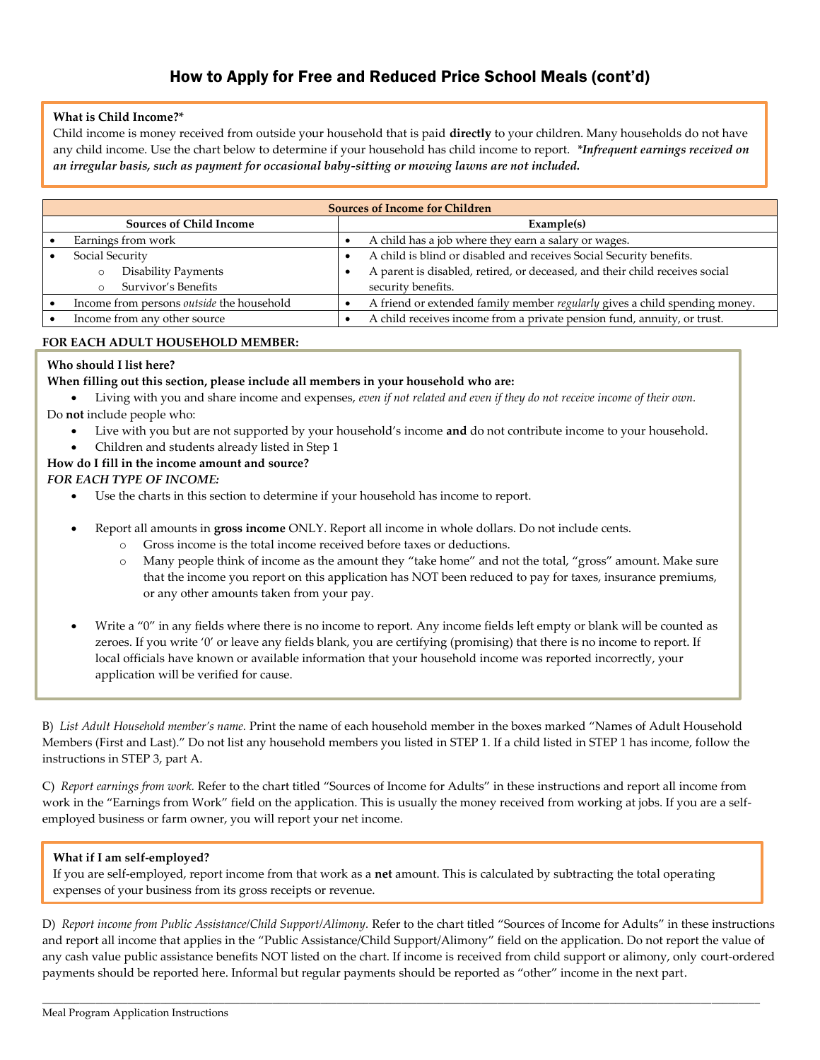## How to Apply for Free and Reduced Price School Meals (cont'd)

**What is Child Income?***

Child income is money received from outside your household that is paid **directly** to your children. Many households do not have any child income. Use the chart below to determine if your household has child income to report. ***Infrequent earnings received on an irregular basis, such as payment for occasional baby-sitting or mowing lawns are not included.***

| **Sources of Income for Children** | |
|---|---|
| **Sources of Child Income** | **Example(s)** |
| • Earnings from work | • A child has a job where they earn a salary or wages. |
| • Social Security<br>○ Disability Payments<br>○ Survivor's Benefits | • A child is blind or disabled and receives Social Security benefits.<br>• A parent is disabled, retired, or deceased, and their child receives social security benefits. |
| • Income from persons *outside* the household | • A friend or extended family member *regularly* gives a child spending money. |
| • Income from any other source | • A child receives income from a private pension fund, annuity, or trust. |

**FOR EACH ADULT HOUSEHOLD MEMBER:**

**Who should I list here?**

**When filling out this section, please include all members in your household who are:**

- Living with you and share income and expenses, *even if not related and even if they do not receive income of their own.*

Do **not** include people who:

- Live with you but are not supported by your household's income **and** do not contribute income to your household.
- Children and students already listed in Step 1

**How do I fill in the income amount and source?**

***FOR EACH TYPE OF INCOME:***

- Use the charts in this section to determine if your household has income to report.
- Report all amounts in **gross income** ONLY. Report all income in whole dollars. Do not include cents.
  - Gross income is the total income received before taxes or deductions.
  - Many people think of income as the amount they "take home" and not the total, "gross" amount. Make sure that the income you report on this application has NOT been reduced to pay for taxes, insurance premiums, or any other amounts taken from your pay.
- Write a "0" in any fields where there is no income to report. Any income fields left empty or blank will be counted as zeroes. If you write '0' or leave any fields blank, you are certifying (promising) that there is no income to report. If local officials have known or available information that your household income was reported incorrectly, your application will be verified for cause.

B) *List Adult Household member's name.* Print the name of each household member in the boxes marked "Names of Adult Household Members (First and Last)." Do not list any household members you listed in STEP 1. If a child listed in STEP 1 has income, follow the instructions in STEP 3, part A.

C) *Report earnings from work.* Refer to the chart titled "Sources of Income for Adults" in these instructions and report all income from work in the "Earnings from Work" field on the application. This is usually the money received from working at jobs. If you are a self-employed business or farm owner, you will report your net income.

**What if I am self-employed?**

If you are self-employed, report income from that work as a **net** amount. This is calculated by subtracting the total operating expenses of your business from its gross receipts or revenue.

D) *Report income from Public Assistance/Child Support/Alimony.* Refer to the chart titled "Sources of Income for Adults" in these instructions and report all income that applies in the "Public Assistance/Child Support/Alimony" field on the application. Do not report the value of any cash value public assistance benefits NOT listed on the chart. If income is received from child support or alimony, only court-ordered payments should be reported here. Informal but regular payments should be reported as "other" income in the next part.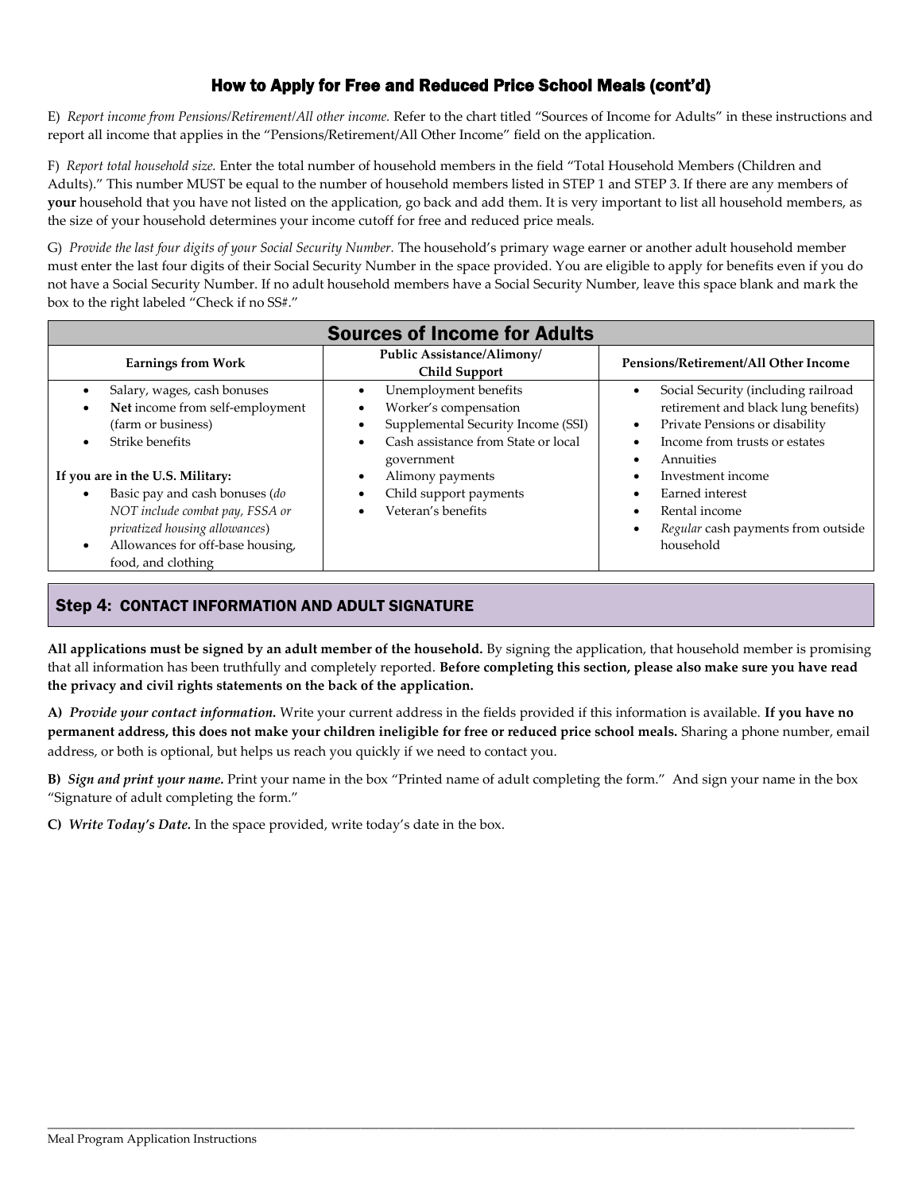## How to Apply for Free and Reduced Price School Meals (cont'd)

E) *Report income from Pensions/Retirement/All other income.* Refer to the chart titled "Sources of Income for Adults" in these instructions and report all income that applies in the "Pensions/Retirement/All Other Income" field on the application.

F) *Report total household size.* Enter the total number of household members in the field "Total Household Members (Children and Adults)." This number MUST be equal to the number of household members listed in STEP 1 and STEP 3. If there are any members of **your** household that you have not listed on the application, go back and add them. It is very important to list all household members, as the size of your household determines your income cutoff for free and reduced price meals.

G) *Provide the last four digits of your Social Security Number.* The household's primary wage earner or another adult household member must enter the last four digits of their Social Security Number in the space provided. You are eligible to apply for benefits even if you do not have a Social Security Number. If no adult household members have a Social Security Number, leave this space blank and mark the box to the right labeled "Check if no SS#."

### Sources of Income for Adults

| Earnings from Work | Public Assistance/Alimony/ Child Support | Pensions/Retirement/All Other Income |
|---|---|---|
| • Salary, wages, cash bonuses<br>• **Net** income from self-employment (farm or business)<br>• Strike benefits<br><br>**If you are in the U.S. Military:**<br>• Basic pay and cash bonuses (*do NOT include combat pay, FSSA or privatized housing allowances*)<br>• Allowances for off-base housing, food, and clothing | • Unemployment benefits<br>• Worker's compensation<br>• Supplemental Security Income (SSI)<br>• Cash assistance from State or local government<br>• Alimony payments<br>• Child support payments<br>• Veteran's benefits | • Social Security (including railroad retirement and black lung benefits)<br>• Private Pensions or disability<br>• Income from trusts or estates<br>• Annuities<br>• Investment income<br>• Earned interest<br>• Rental income<br>• *Regular* cash payments from outside household |

## Step 4: CONTACT INFORMATION AND ADULT SIGNATURE

**All applications must be signed by an adult member of the household.** By signing the application, that household member is promising that all information has been truthfully and completely reported. **Before completing this section, please also make sure you have read the privacy and civil rights statements on the back of the application.**

**A)** ***Provide your contact information.*** Write your current address in the fields provided if this information is available. **If you have no permanent address, this does not make your children ineligible for free or reduced price school meals.** Sharing a phone number, email address, or both is optional, but helps us reach you quickly if we need to contact you.

**B)** ***Sign and print your name.*** Print your name in the box "Printed name of adult completing the form." And sign your name in the box "Signature of adult completing the form."

**C)** ***Write Today's Date.*** In the space provided, write today's date in the box.